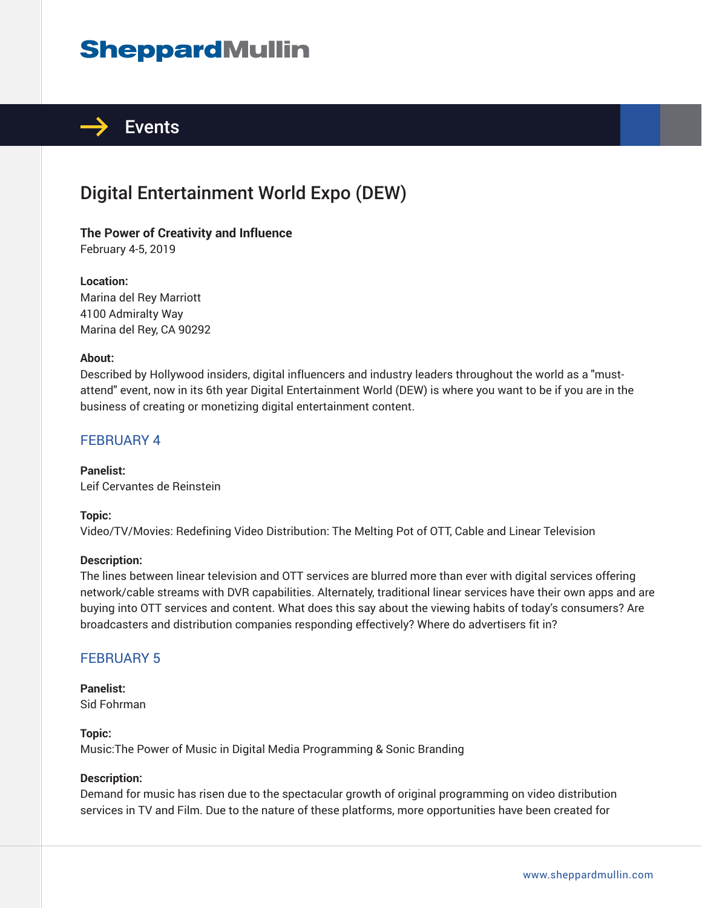# Sheppard Mullin

## Events

# Digital Entertainment World Expo (DEW)

**The Power of Creativity and Influence**
February 4-5, 2019

**Location:**
Marina del Rey Marriott
4100 Admiralty Way
Marina del Rey, CA 90292

**About:**
Described by Hollywood insiders, digital influencers and industry leaders throughout the world as a "must-attend" event, now in its 6th year Digital Entertainment World (DEW) is where you want to be if you are in the business of creating or monetizing digital entertainment content.

## FEBRUARY 4

**Panelist:**
Leif Cervantes de Reinstein

**Topic:**
Video/TV/Movies: Redefining Video Distribution: The Melting Pot of OTT, Cable and Linear Television

**Description:**
The lines between linear television and OTT services are blurred more than ever with digital services offering network/cable streams with DVR capabilities. Alternately, traditional linear services have their own apps and are buying into OTT services and content. What does this say about the viewing habits of today's consumers? Are broadcasters and distribution companies responding effectively? Where do advertisers fit in?

## FEBRUARY 5

**Panelist:**
Sid Fohrman

**Topic:**
Music:The Power of Music in Digital Media Programming & Sonic Branding

**Description:**
Demand for music has risen due to the spectacular growth of original programming on video distribution services in TV and Film. Due to the nature of these platforms, more opportunities have been created for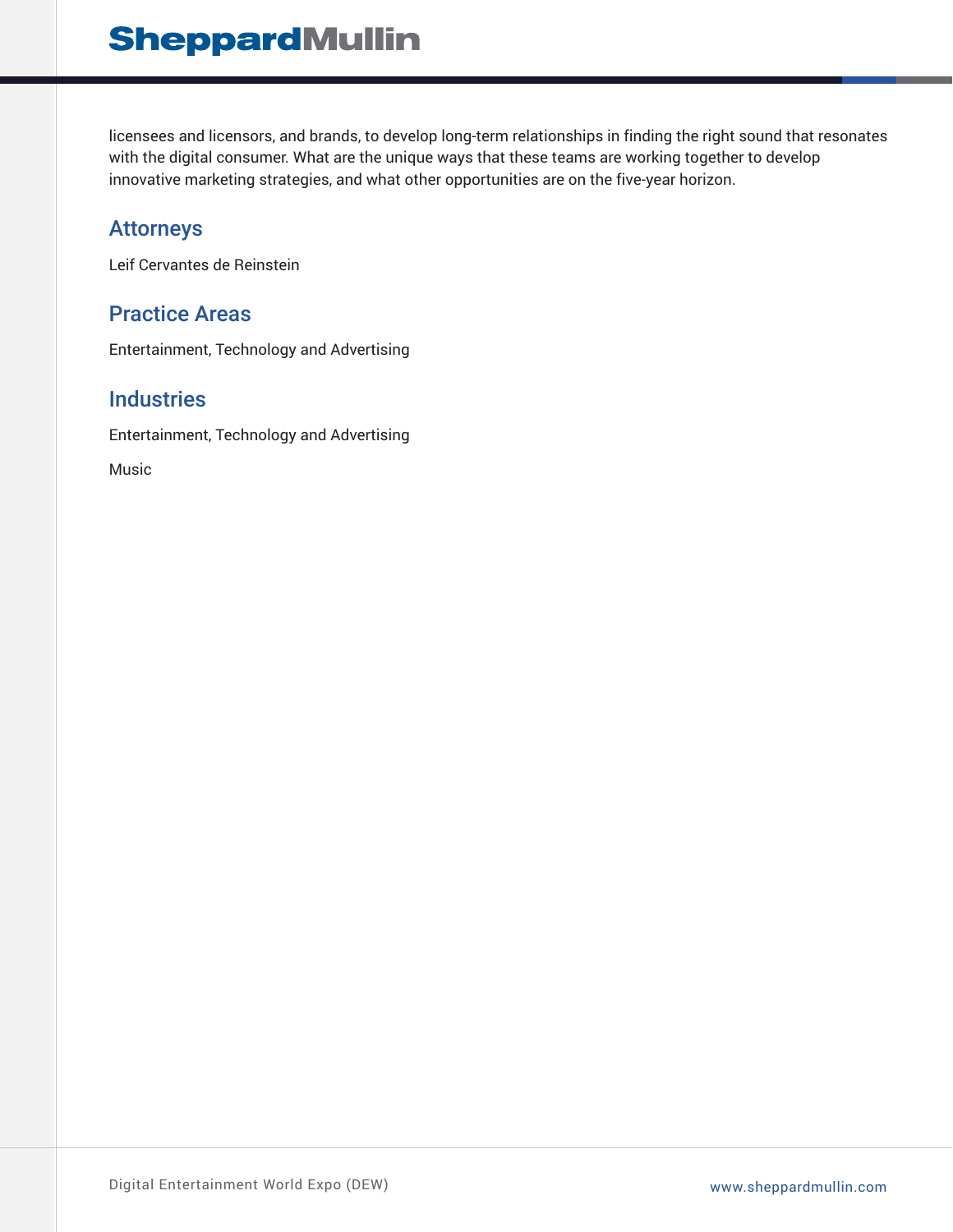licensees and licensors, and brands, to develop long-term relationships in finding the right sound that resonates with the digital consumer. What are the unique ways that these teams are working together to develop innovative marketing strategies, and what other opportunities are on the five-year horizon.

## Attorneys

Leif Cervantes de Reinstein

## Practice Areas

Entertainment, Technology and Advertising

## Industries

Entertainment, Technology and Advertising

Music